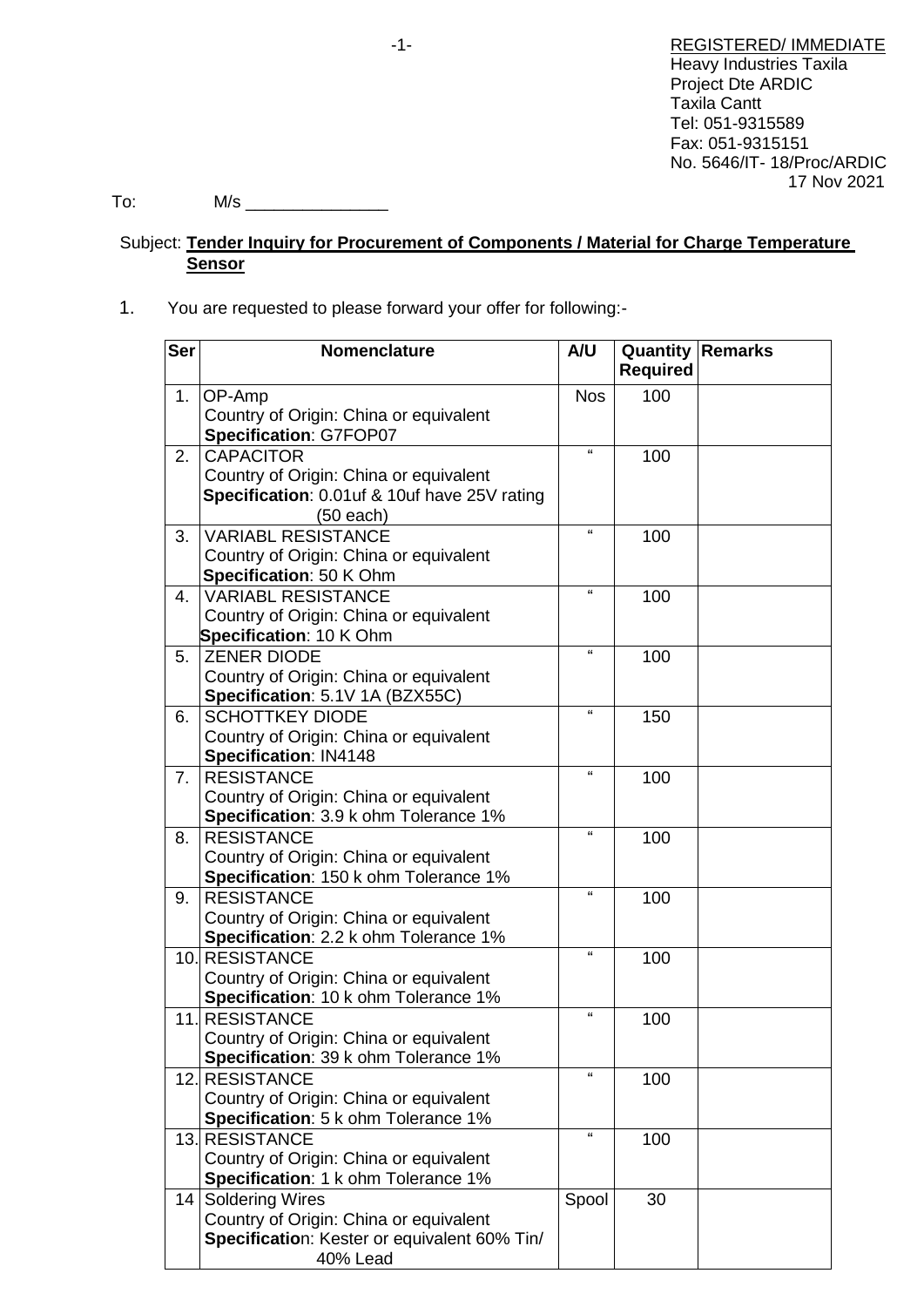REGISTERED/ IMMEDIATE
Heavy Industries Taxila
Project Dte ARDIC
Taxila Cantt
Tel: 051-9315589
Fax: 051-9315151
No. 5646/IT- 18/Proc/ARDIC
17 Nov 2021

To: M/s _______________

Subject: **Tender Inquiry for Procurement of Components / Material for Charge Temperature Sensor**

1. You are requested to please forward your offer for following:-

| Ser | Nomenclature | A/U | Quantity Required | Remarks |
|---|---|---|---|---|
| 1. | OP-Amp<br>Country of Origin: China or equivalent<br>**Specification**: G7FOP07 | Nos | 100 | |
| 2. | CAPACITOR<br>Country of Origin: China or equivalent<br>**Specification**: 0.01uf & 10uf have 25V rating (50 each) | " | 100 | |
| 3. | VARIABL RESISTANCE<br>Country of Origin: China or equivalent<br>**Specification**: 50 K Ohm | " | 100 | |
| 4. | VARIABL RESISTANCE<br>Country of Origin: China or equivalent<br>**Specification**: 10 K Ohm | " | 100 | |
| 5. | ZENER DIODE<br>Country of Origin: China or equivalent<br>**Specification**: 5.1V 1A (BZX55C) | " | 100 | |
| 6. | SCHOTTKEY DIODE<br>Country of Origin: China or equivalent<br>**Specification**: IN4148 | " | 150 | |
| 7. | RESISTANCE<br>Country of Origin: China or equivalent<br>**Specification**: 3.9 k ohm Tolerance 1% | " | 100 | |
| 8. | RESISTANCE<br>Country of Origin: China or equivalent<br>**Specification**: 150 k ohm Tolerance 1% | " | 100 | |
| 9. | RESISTANCE<br>Country of Origin: China or equivalent<br>**Specification**: 2.2 k ohm Tolerance 1% | " | 100 | |
| 10. | RESISTANCE<br>Country of Origin: China or equivalent<br>**Specification**: 10 k ohm Tolerance 1% | " | 100 | |
| 11. | RESISTANCE<br>Country of Origin: China or equivalent<br>**Specification**: 39 k ohm Tolerance 1% | " | 100 | |
| 12. | RESISTANCE<br>Country of Origin: China or equivalent<br>**Specification**: 5 k ohm Tolerance 1% | " | 100 | |
| 13. | RESISTANCE<br>Country of Origin: China or equivalent<br>**Specification**: 1 k ohm Tolerance 1% | " | 100 | |
| 14 | Soldering Wires<br>Country of Origin: China or equivalent<br>**Specification**: Kester or equivalent 60% Tin/ 40% Lead | Spool | 30 | |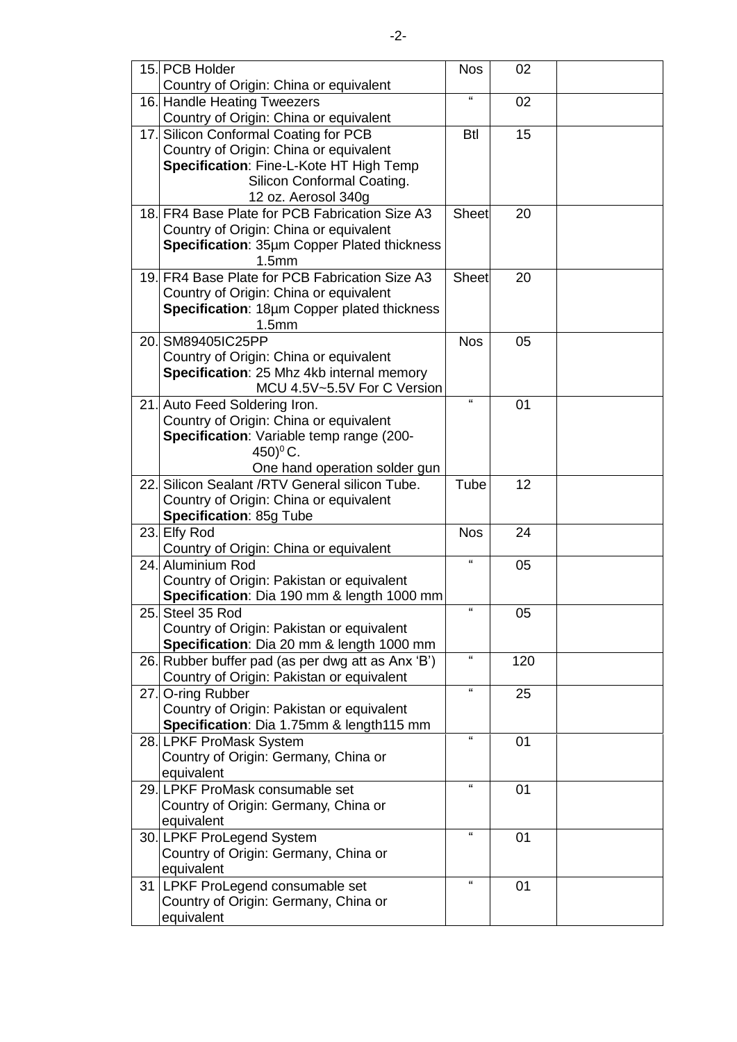| | | | | |
|---|---|---|---|---|
| 15. | PCB Holder<br>Country of Origin: China or equivalent | Nos | 02 | |
| 16. | Handle Heating Tweezers<br>Country of Origin: China or equivalent | " | 02 | |
| 17. | Silicon Conformal Coating for PCB<br>Country of Origin: China or equivalent<br>**Specification**: Fine-L-Kote HT High Temp Silicon Conformal Coating. 12 oz. Aerosol 340g | Btl | 15 | |
| 18. | FR4 Base Plate for PCB Fabrication Size A3<br>Country of Origin: China or equivalent<br>**Specification**: 35µm Copper Plated thickness 1.5mm | Sheet | 20 | |
| 19. | FR4 Base Plate for PCB Fabrication Size A3<br>Country of Origin: China or equivalent<br>**Specification**: 18µm Copper plated thickness 1.5mm | Sheet | 20 | |
| 20. | SM89405IC25PP<br>Country of Origin: China or equivalent<br>**Specification**: 25 Mhz 4kb internal memory MCU 4.5V~5.5V For C Version | Nos | 05 | |
| 21. | Auto Feed Soldering Iron.<br>Country of Origin: China or equivalent<br>**Specification**: Variable temp range (200-450)$^0$C. One hand operation solder gun | " | 01 | |
| 22. | Silicon Sealant /RTV General silicon Tube.<br>Country of Origin: China or equivalent<br>**Specification**: 85g Tube | Tube | 12 | |
| 23. | Elfy Rod<br>Country of Origin: China or equivalent | Nos | 24 | |
| 24. | Aluminium Rod<br>Country of Origin: Pakistan or equivalent<br>**Specification**: Dia 190 mm & length 1000 mm | " | 05 | |
| 25. | Steel 35 Rod<br>Country of Origin: Pakistan or equivalent<br>**Specification**: Dia 20 mm & length 1000 mm | " | 05 | |
| 26. | Rubber buffer pad (as per dwg att as Anx 'B')<br>Country of Origin: Pakistan or equivalent | " | 120 | |
| 27. | O-ring Rubber<br>Country of Origin: Pakistan or equivalent<br>**Specification**: Dia 1.75mm & length115 mm | " | 25 | |
| 28. | LPKF ProMask System<br>Country of Origin: Germany, China or equivalent | " | 01 | |
| 29. | LPKF ProMask consumable set<br>Country of Origin: Germany, China or equivalent | " | 01 | |
| 30. | LPKF ProLegend System<br>Country of Origin: Germany, China or equivalent | " | 01 | |
| 31 | LPKF ProLegend consumable set<br>Country of Origin: Germany, China or equivalent | " | 01 | |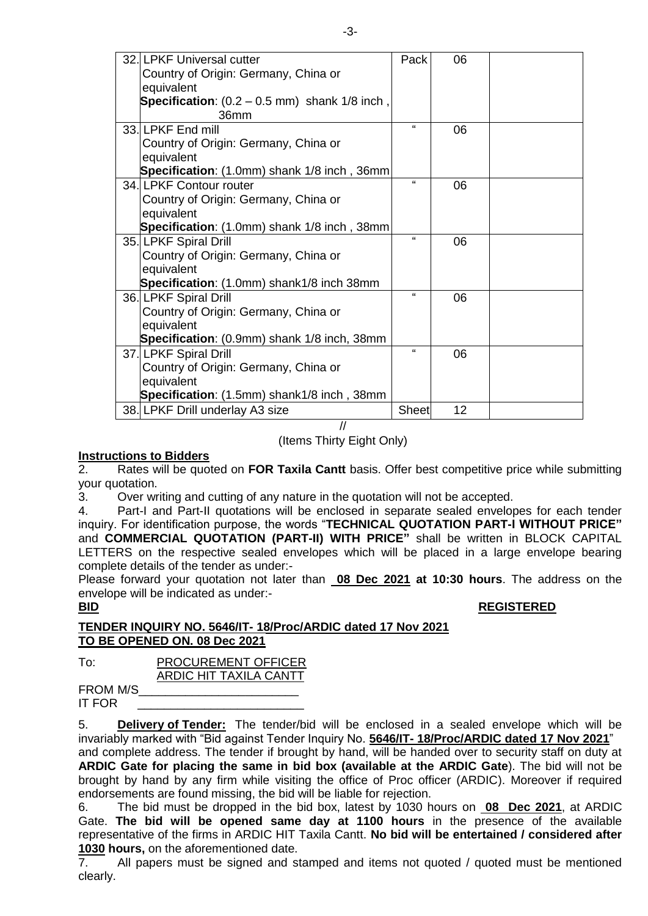| | | | | |
|---|---|---|---|---|
| 32. | LPKF Universal cutter<br>Country of Origin: Germany, China or equivalent<br>**Specification**: (0.2 – 0.5 mm) shank 1/8 inch , 36mm | Pack | 06 | |
| 33. | LPKF End mill<br>Country of Origin: Germany, China or equivalent<br>**Specification**: (1.0mm) shank 1/8 inch , 36mm | " | 06 | |
| 34. | LPKF Contour router<br>Country of Origin: Germany, China or equivalent<br>**Specification**: (1.0mm) shank 1/8 inch , 38mm | " | 06 | |
| 35. | LPKF Spiral Drill<br>Country of Origin: Germany, China or equivalent<br>**Specification**: (1.0mm) shank1/8 inch 38mm | " | 06 | |
| 36. | LPKF Spiral Drill<br>Country of Origin: Germany, China or equivalent<br>**Specification**: (0.9mm) shank 1/8 inch, 38mm | " | 06 | |
| 37. | LPKF Spiral Drill<br>Country of Origin: Germany, China or equivalent<br>**Specification**: (1.5mm) shank1/8 inch , 38mm | " | 06 | |
| 38. | LPKF Drill underlay A3 size | Sheet | 12 | |

//

(Items Thirty Eight Only)

**Instructions to Bidders**

2. Rates will be quoted on **FOR Taxila Cantt** basis. Offer best competitive price while submitting your quotation.

3. Over writing and cutting of any nature in the quotation will not be accepted.

4. Part-I and Part-II quotations will be enclosed in separate sealed envelopes for each tender inquiry. For identification purpose, the words "**TECHNICAL QUOTATION PART-I WITHOUT PRICE"** and **COMMERCIAL QUOTATION (PART-II) WITH PRICE"** shall be written in BLOCK CAPITAL LETTERS on the respective sealed envelopes which will be placed in a large envelope bearing complete details of the tender as under:-

Please forward your quotation not later than **08 Dec 2021 at 10:30 hours**. The address on the envelope will be indicated as under:-

**BID** **REGISTERED**

**TENDER INQUIRY NO. 5646/IT- 18/Proc/ARDIC dated 17 Nov 2021**
**TO BE OPENED ON. 08 Dec 2021**

To: PROCUREMENT OFFICER
ARDIC HIT TAXILA CANTT

FROM M/S________________________

IT FOR ________________________

5. **Delivery of Tender:** The tender/bid will be enclosed in a sealed envelope which will be invariably marked with "Bid against Tender Inquiry No. **5646/IT- 18/Proc/ARDIC dated 17 Nov 2021**" and complete address. The tender if brought by hand, will be handed over to security staff on duty at **ARDIC Gate for placing the same in bid box (available at the ARDIC Gate**). The bid will not be brought by hand by any firm while visiting the office of Proc officer (ARDIC). Moreover if required endorsements are found missing, the bid will be liable for rejection.

6. The bid must be dropped in the bid box, latest by 1030 hours on **08 Dec 2021**, at ARDIC Gate. **The bid will be opened same day at 1100 hours** in the presence of the available representative of the firms in ARDIC HIT Taxila Cantt. **No bid will be entertained / considered after 1030 hours,** on the aforementioned date.

7. All papers must be signed and stamped and items not quoted / quoted must be mentioned clearly.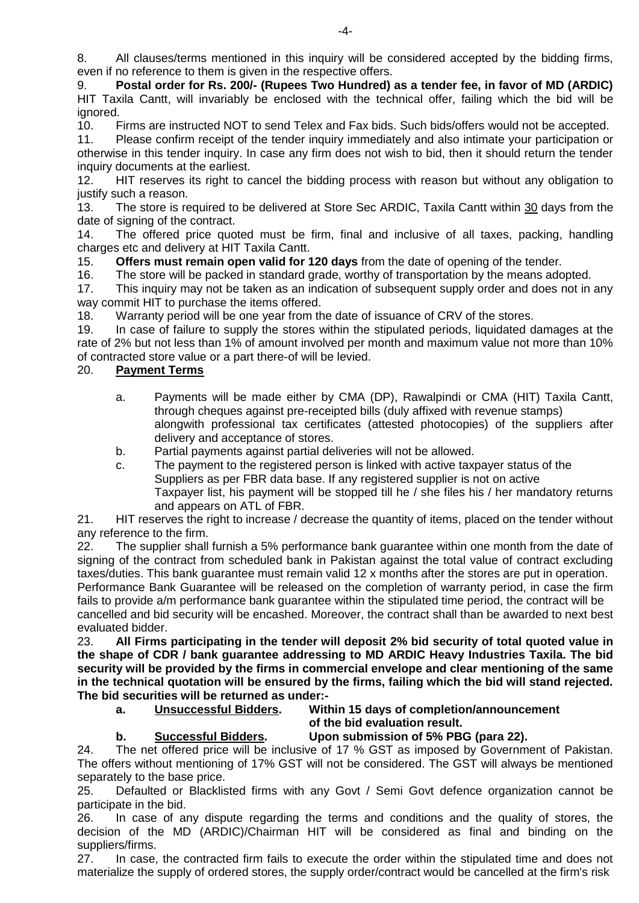8. All clauses/terms mentioned in this inquiry will be considered accepted by the bidding firms, even if no reference to them is given in the respective offers.

9. **Postal order for Rs. 200/- (Rupees Two Hundred) as a tender fee, in favor of MD (ARDIC)** HIT Taxila Cantt, will invariably be enclosed with the technical offer, failing which the bid will be ignored.

10. Firms are instructed NOT to send Telex and Fax bids. Such bids/offers would not be accepted.

11. Please confirm receipt of the tender inquiry immediately and also intimate your participation or otherwise in this tender inquiry. In case any firm does not wish to bid, then it should return the tender inquiry documents at the earliest.

12. HIT reserves its right to cancel the bidding process with reason but without any obligation to justify such a reason.

13. The store is required to be delivered at Store Sec ARDIC, Taxila Cantt within <u>30</u> days from the date of signing of the contract.

14. The offered price quoted must be firm, final and inclusive of all taxes, packing, handling charges etc and delivery at HIT Taxila Cantt.

15. **Offers must remain open valid for 120 days** from the date of opening of the tender.

16. The store will be packed in standard grade, worthy of transportation by the means adopted.

17. This inquiry may not be taken as an indication of subsequent supply order and does not in any way commit HIT to purchase the items offered.

18. Warranty period will be one year from the date of issuance of CRV of the stores.

19. In case of failure to supply the stores within the stipulated periods, liquidated damages at the rate of 2% but not less than 1% of amount involved per month and maximum value not more than 10% of contracted store value or a part there-of will be levied.

20. **<u>Payment Terms</u>**

    a. Payments will be made either by CMA (DP), Rawalpindi or CMA (HIT) Taxila Cantt, through cheques against pre-receipted bills (duly affixed with revenue stamps) alongwith professional tax certificates (attested photocopies) of the suppliers after delivery and acceptance of stores.

    b. Partial payments against partial deliveries will not be allowed.

    c. The payment to the registered person is linked with active taxpayer status of the Suppliers as per FBR data base. If any registered supplier is not on active Taxpayer list, his payment will be stopped till he / she files his / her mandatory returns and appears on ATL of FBR.

21. HIT reserves the right to increase / decrease the quantity of items, placed on the tender without any reference to the firm.

22. The supplier shall furnish a 5% performance bank guarantee within one month from the date of signing of the contract from scheduled bank in Pakistan against the total value of contract excluding taxes/duties. This bank guarantee must remain valid 12 x months after the stores are put in operation. Performance Bank Guarantee will be released on the completion of warranty period, in case the firm fails to provide a/m performance bank guarantee within the stipulated time period, the contract will be cancelled and bid security will be encashed. Moreover, the contract shall than be awarded to next best evaluated bidder.

23. **All Firms participating in the tender will deposit 2% bid security of total quoted value in the shape of CDR / bank guarantee addressing to MD ARDIC Heavy Industries Taxila. The bid security will be provided by the firms in commercial envelope and clear mentioning of the same in the technical quotation will be ensured by the firms, failing which the bid will stand rejected. The bid securities will be returned as under:-**

    **a. <u>Unsuccessful Bidders</u>. Within 15 days of completion/announcement of the bid evaluation result.**

    **b. <u>Successful Bidders</u>. Upon submission of 5% PBG (para 22).**

24. The net offered price will be inclusive of 17 % GST as imposed by Government of Pakistan. The offers without mentioning of 17% GST will not be considered. The GST will always be mentioned separately to the base price.

25. Defaulted or Blacklisted firms with any Govt / Semi Govt defence organization cannot be participate in the bid.

26. In case of any dispute regarding the terms and conditions and the quality of stores, the decision of the MD (ARDIC)/Chairman HIT will be considered as final and binding on the suppliers/firms.

27. In case, the contracted firm fails to execute the order within the stipulated time and does not materialize the supply of ordered stores, the supply order/contract would be cancelled at the firm's risk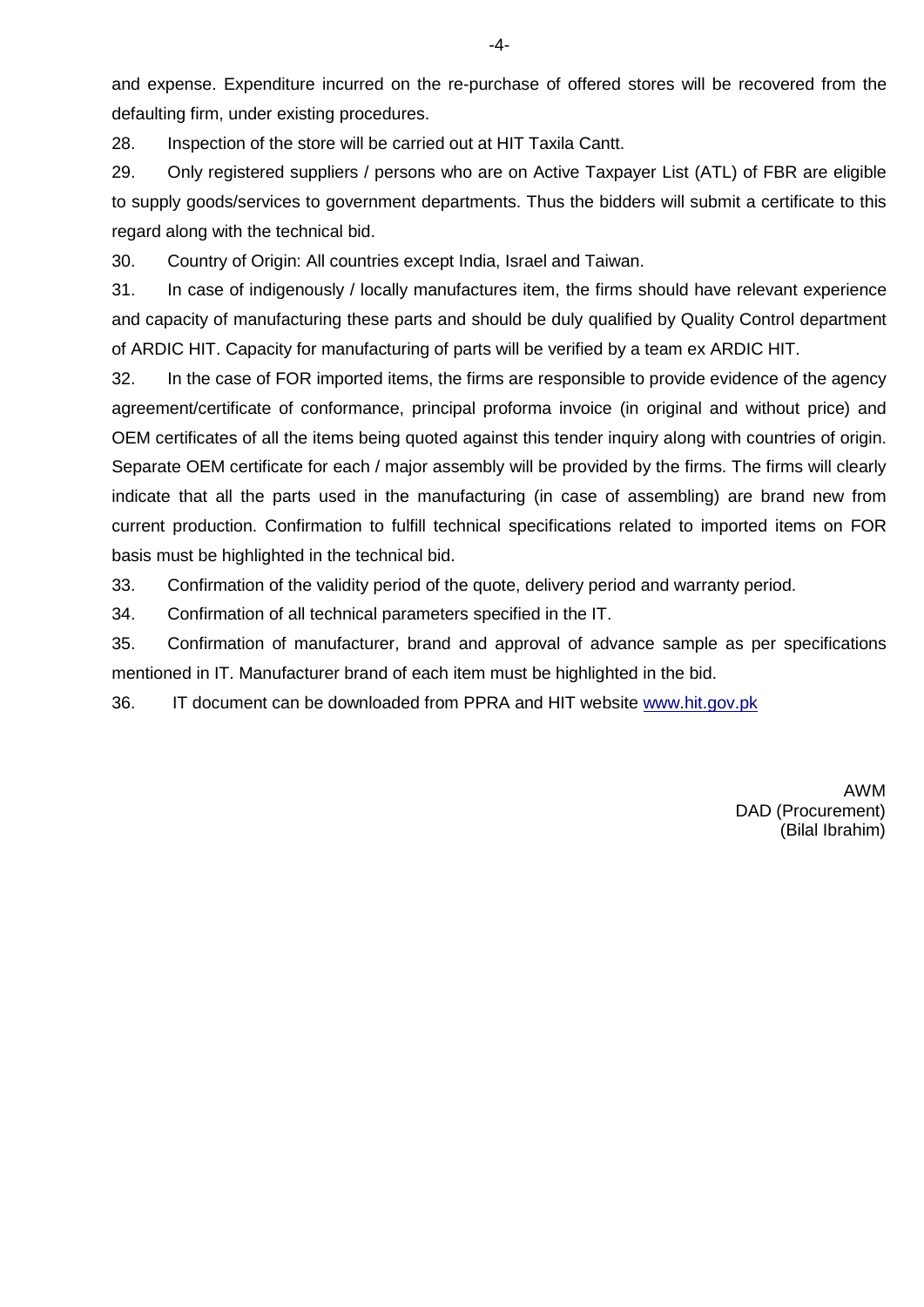and expense. Expenditure incurred on the re-purchase of offered stores will be recovered from the defaulting firm, under existing procedures.

28. Inspection of the store will be carried out at HIT Taxila Cantt.

29. Only registered suppliers / persons who are on Active Taxpayer List (ATL) of FBR are eligible to supply goods/services to government departments. Thus the bidders will submit a certificate to this regard along with the technical bid.

30. Country of Origin: All countries except India, Israel and Taiwan.

31. In case of indigenously / locally manufactures item, the firms should have relevant experience and capacity of manufacturing these parts and should be duly qualified by Quality Control department of ARDIC HIT. Capacity for manufacturing of parts will be verified by a team ex ARDIC HIT.

32. In the case of FOR imported items, the firms are responsible to provide evidence of the agency agreement/certificate of conformance, principal proforma invoice (in original and without price) and OEM certificates of all the items being quoted against this tender inquiry along with countries of origin. Separate OEM certificate for each / major assembly will be provided by the firms. The firms will clearly indicate that all the parts used in the manufacturing (in case of assembling) are brand new from current production. Confirmation to fulfill technical specifications related to imported items on FOR basis must be highlighted in the technical bid.

33. Confirmation of the validity period of the quote, delivery period and warranty period.

34. Confirmation of all technical parameters specified in the IT.

35. Confirmation of manufacturer, brand and approval of advance sample as per specifications mentioned in IT. Manufacturer brand of each item must be highlighted in the bid.

36. IT document can be downloaded from PPRA and HIT website [www.hit.gov.pk](http://www.hit.gov.pk)

AWM
DAD (Procurement)
(Bilal Ibrahim)